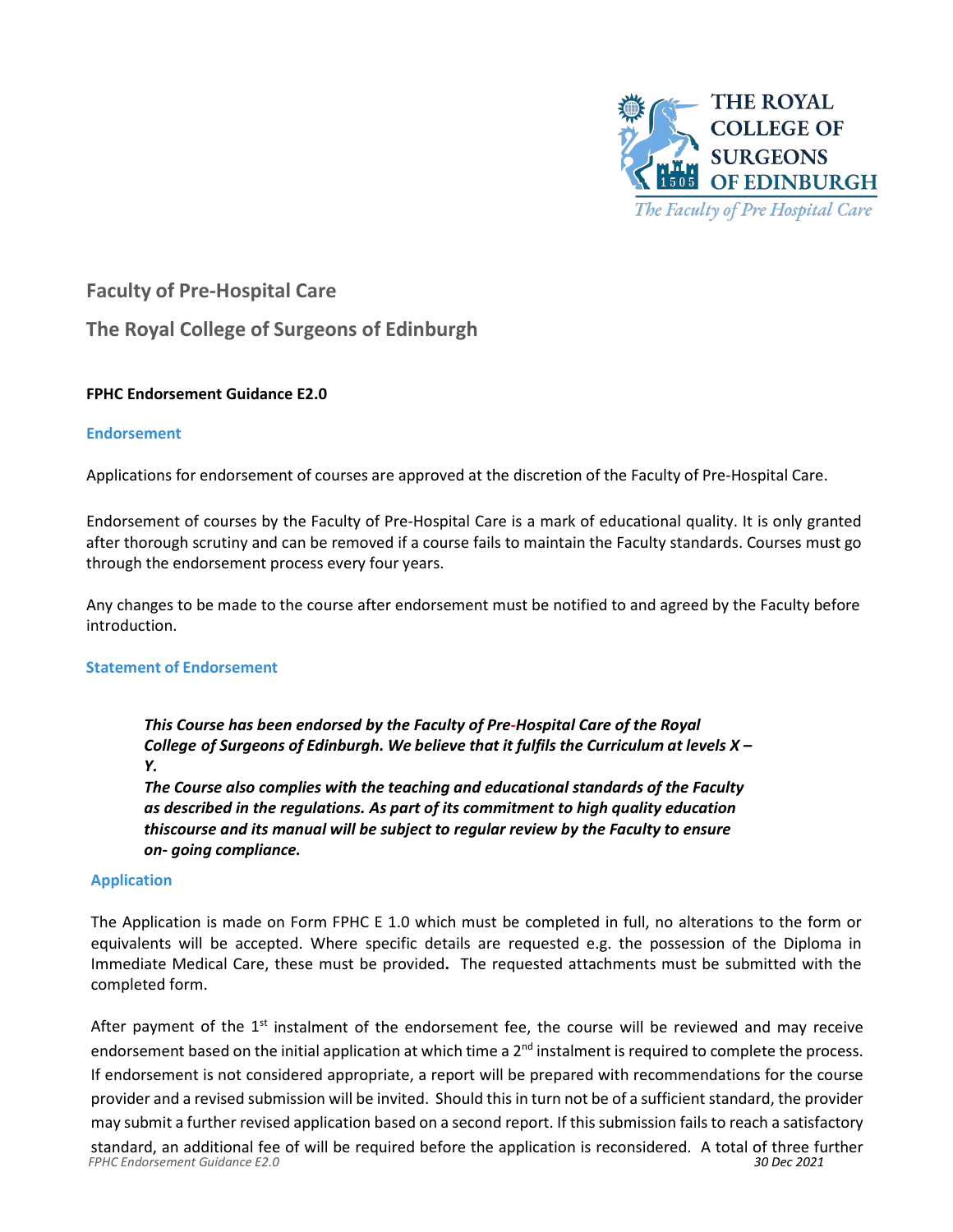# Faculty of Pre-Hospital Care

## The Royal College of Surgeons of Edinburgh

**FPHC Endorsement Guidance E2.0**

### Endorsement

Applications for endorsement of courses are approved at the discretion of the Faculty of Pre-Hospital Care.

Endorsement of courses by the Faculty of Pre-Hospital Care is a mark of educational quality. It is only granted after thorough scrutiny and can be removed if a course fails to maintain the Faculty standards. Courses must go through the endorsement process every four years.

Any changes to be made to the course after endorsement must be notified to and agreed by the Faculty before introduction.

### Statement of Endorsement

> ***This Course has been endorsed by the Faculty of Pre-Hospital Care of the Royal College of Surgeons of Edinburgh. We believe that it fulfils the Curriculum at levels X – Y.***
> ***The Course also complies with the teaching and educational standards of the Faculty as described in the regulations. As part of its commitment to high quality education thiscourse and its manual will be subject to regular review by the Faculty to ensure on- going compliance.***

### Application

The Application is made on Form FPHC E 1.0 which must be completed in full, no alterations to the form or equivalents will be accepted. Where specific details are requested e.g. the possession of the Diploma in Immediate Medical Care, these must be provided**.** The requested attachments must be submitted with the completed form.

After payment of the 1st instalment of the endorsement fee, the course will be reviewed and may receive endorsement based on the initial application at which time a 2nd instalment is required to complete the process. If endorsement is not considered appropriate, a report will be prepared with recommendations for the course provider and a revised submission will be invited. Should this in turn not be of a sufficient standard, the provider may submit a further revised application based on a second report. If this submission fails to reach a satisfactory standard, an additional fee of will be required before the application is reconsidered. A total of three further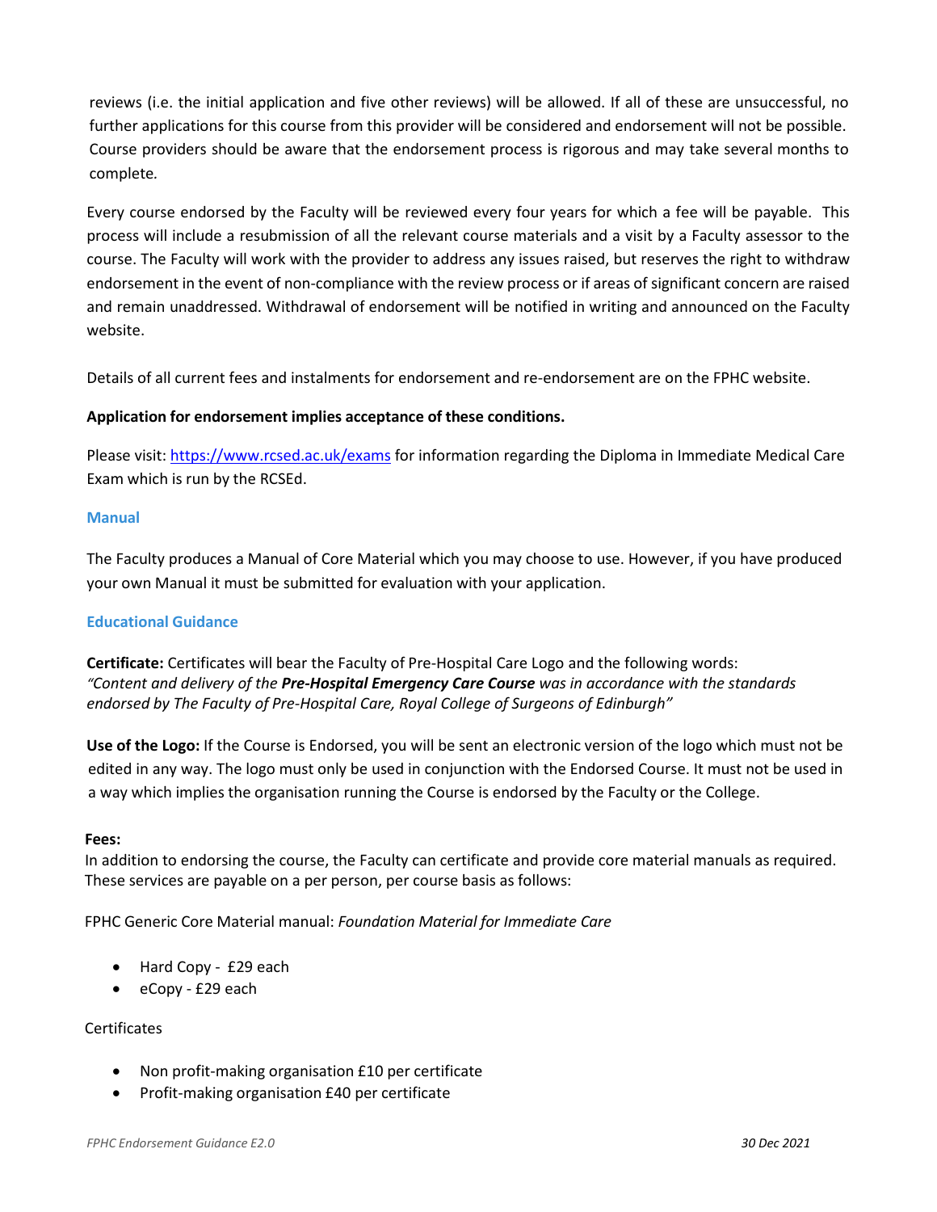reviews (i.e. the initial application and five other reviews) will be allowed. If all of these are unsuccessful, no further applications for this course from this provider will be considered and endorsement will not be possible. Course providers should be aware that the endorsement process is rigorous and may take several months to complete.

Every course endorsed by the Faculty will be reviewed every four years for which a fee will be payable. This process will include a resubmission of all the relevant course materials and a visit by a Faculty assessor to the course. The Faculty will work with the provider to address any issues raised, but reserves the right to withdraw endorsement in the event of non-compliance with the review process or if areas of significant concern are raised and remain unaddressed. Withdrawal of endorsement will be notified in writing and announced on the Faculty website.

Details of all current fees and instalments for endorsement and re-endorsement are on the FPHC website.

**Application for endorsement implies acceptance of these conditions.**

Please visit: [https://www.rcsed.ac.uk/exams](https://www.rcsed.ac.uk/exams) for information regarding the Diploma in Immediate Medical Care Exam which is run by the RCSEd.

### Manual

The Faculty produces a Manual of Core Material which you may choose to use. However, if you have produced your own Manual it must be submitted for evaluation with your application.

### Educational Guidance

**Certificate:** Certificates will bear the Faculty of Pre-Hospital Care Logo and the following words:
*"Content and delivery of the **Pre-Hospital Emergency Care Course** was in accordance with the standards endorsed by The Faculty of Pre-Hospital Care, Royal College of Surgeons of Edinburgh"*

**Use of the Logo:** If the Course is Endorsed, you will be sent an electronic version of the logo which must not be edited in any way. The logo must only be used in conjunction with the Endorsed Course. It must not be used in a way which implies the organisation running the Course is endorsed by the Faculty or the College.

**Fees:**
In addition to endorsing the course, the Faculty can certificate and provide core material manuals as required. These services are payable on a per person, per course basis as follows:

FPHC Generic Core Material manual: *Foundation Material for Immediate Care*

- Hard Copy - £29 each
- eCopy - £29 each

Certificates

- Non profit-making organisation £10 per certificate
- Profit-making organisation £40 per certificate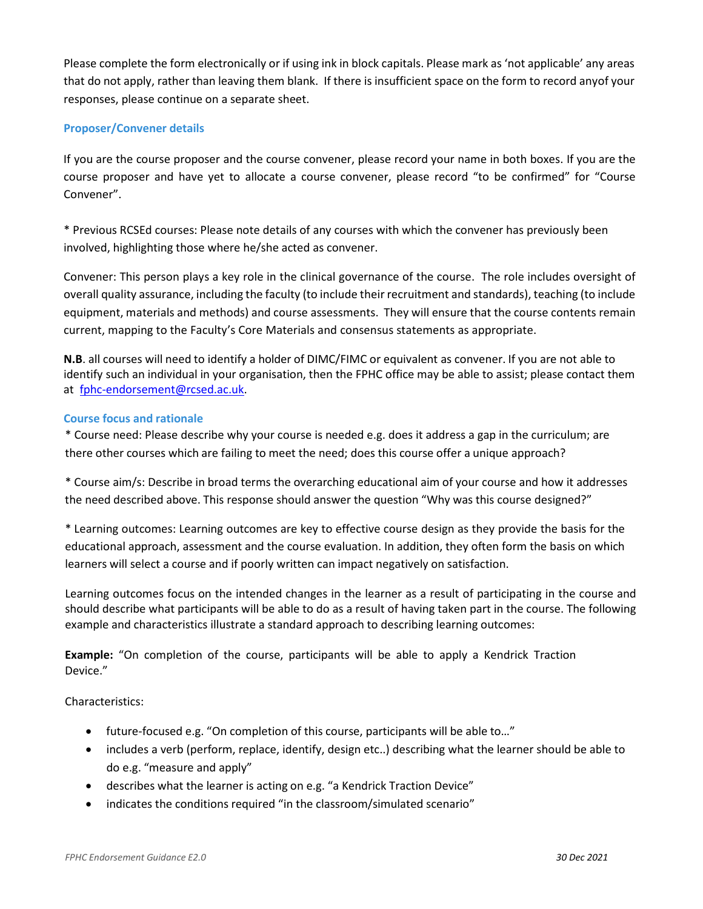Please complete the form electronically or if using ink in block capitals. Please mark as 'not applicable' any areas that do not apply, rather than leaving them blank. If there is insufficient space on the form to record anyof your responses, please continue on a separate sheet.

### Proposer/Convener details

If you are the course proposer and the course convener, please record your name in both boxes. If you are the course proposer and have yet to allocate a course convener, please record "to be confirmed" for "Course Convener".

* Previous RCSEd courses: Please note details of any courses with which the convener has previously been involved, highlighting those where he/she acted as convener.

Convener: This person plays a key role in the clinical governance of the course. The role includes oversight of overall quality assurance, including the faculty (to include their recruitment and standards), teaching (to include equipment, materials and methods) and course assessments. They will ensure that the course contents remain current, mapping to the Faculty's Core Materials and consensus statements as appropriate.

**N.B**. all courses will need to identify a holder of DIMC/FIMC or equivalent as convener. If you are not able to identify such an individual in your organisation, then the FPHC office may be able to assist; please contact them at fphc-endorsement@rcsed.ac.uk.

### Course focus and rationale

* Course need: Please describe why your course is needed e.g. does it address a gap in the curriculum; are there other courses which are failing to meet the need; does this course offer a unique approach?

* Course aim/s: Describe in broad terms the overarching educational aim of your course and how it addresses the need described above. This response should answer the question "Why was this course designed?"

* Learning outcomes: Learning outcomes are key to effective course design as they provide the basis for the educational approach, assessment and the course evaluation. In addition, they often form the basis on which learners will select a course and if poorly written can impact negatively on satisfaction.

Learning outcomes focus on the intended changes in the learner as a result of participating in the course and should describe what participants will be able to do as a result of having taken part in the course. The following example and characteristics illustrate a standard approach to describing learning outcomes:

**Example:** "On completion of the course, participants will be able to apply a Kendrick Traction Device."

Characteristics:

- future-focused e.g. "On completion of this course, participants will be able to…"
- includes a verb (perform, replace, identify, design etc..) describing what the learner should be able to do e.g. "measure and apply"
- describes what the learner is acting on e.g. "a Kendrick Traction Device"
- indicates the conditions required "in the classroom/simulated scenario"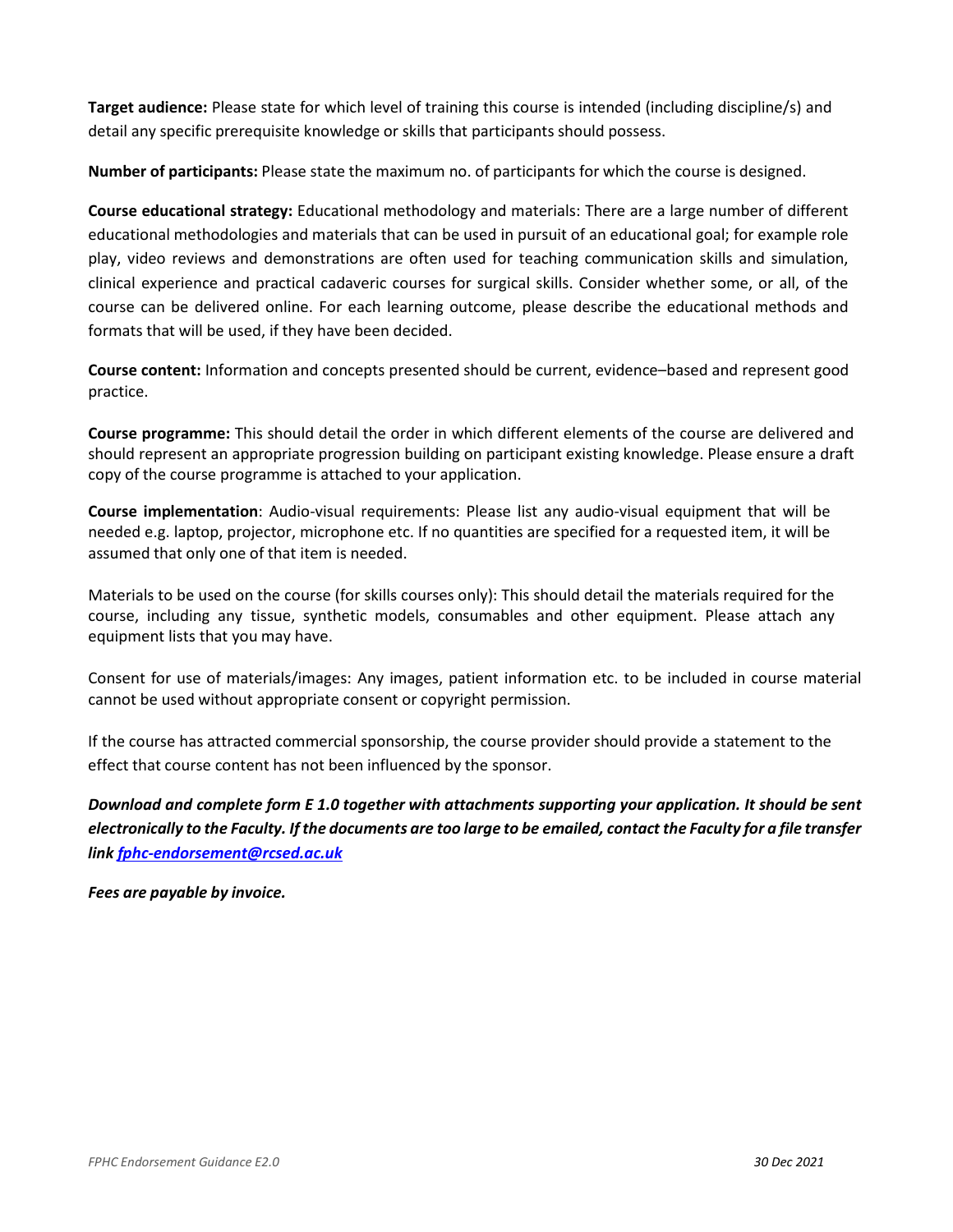**Target audience:** Please state for which level of training this course is intended (including discipline/s) and detail any specific prerequisite knowledge or skills that participants should possess.

**Number of participants:** Please state the maximum no. of participants for which the course is designed.

**Course educational strategy:** Educational methodology and materials: There are a large number of different educational methodologies and materials that can be used in pursuit of an educational goal; for example role play, video reviews and demonstrations are often used for teaching communication skills and simulation, clinical experience and practical cadaveric courses for surgical skills. Consider whether some, or all, of the course can be delivered online. For each learning outcome, please describe the educational methods and formats that will be used, if they have been decided.

**Course content:** Information and concepts presented should be current, evidence–based and represent good practice.

**Course programme:** This should detail the order in which different elements of the course are delivered and should represent an appropriate progression building on participant existing knowledge. Please ensure a draft copy of the course programme is attached to your application.

**Course implementation**: Audio-visual requirements: Please list any audio-visual equipment that will be needed e.g. laptop, projector, microphone etc. If no quantities are specified for a requested item, it will be assumed that only one of that item is needed.

Materials to be used on the course (for skills courses only): This should detail the materials required for the course, including any tissue, synthetic models, consumables and other equipment. Please attach any equipment lists that you may have.

Consent for use of materials/images: Any images, patient information etc. to be included in course material cannot be used without appropriate consent or copyright permission.

If the course has attracted commercial sponsorship, the course provider should provide a statement to the effect that course content has not been influenced by the sponsor.

***Download and complete form E 1.0 together with attachments supporting your application. It should be sent electronically to the Faculty. If the documents are too large to be emailed, contact the Faculty for a file transfer link [fphc-endorsement@rcsed.ac.uk](mailto:fphc-endorsement@rcsed.ac.uk)***

***Fees are payable by invoice.***